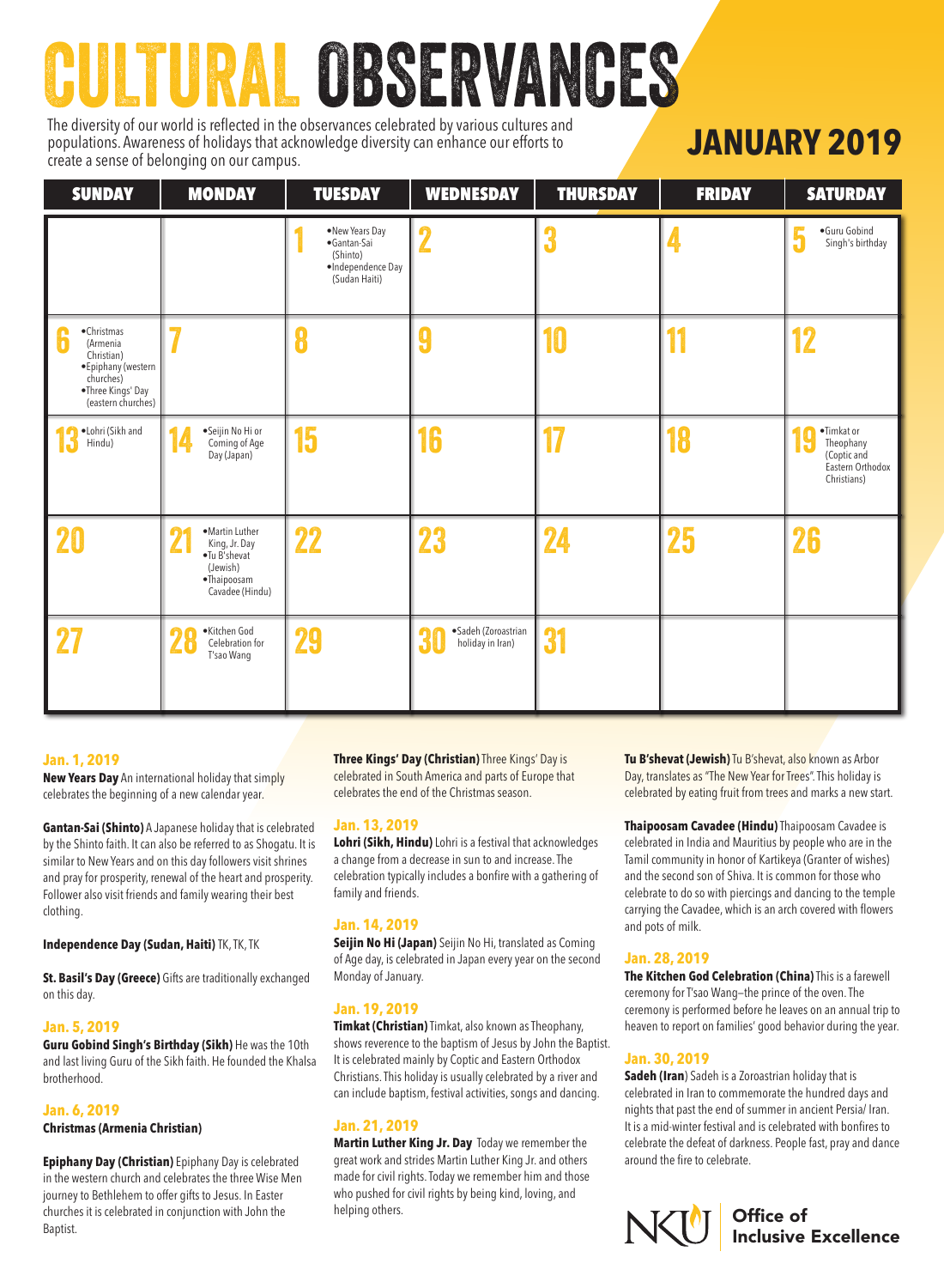# CULTURAL OBSERVANCES

The diversity of our world is reflected in the observances celebrated by various cultures and populations. Awareness of holidays that acknowledge diversity can enhance our efforts to create a sense of belonging on our campus.

## JANUARY 2019

| SUNDAY | MONDAY | TUESDAY | WEDNESDAY | THURSDAY | FRIDAY | SATURDAY |
|---|---|---|---|---|---|---|
| | | 1 •New Years Day •Gantan-Sai (Shinto) •Independence Day (Sudan Haiti) | 2 | 3 | 4 | 5 •Guru Gobind Singh's birthday |
| 6 •Christmas (Armenia Christian) •Epiphany (western churches) •Three Kings' Day (eastern churches) | 7 | 8 | 9 | 10 | 11 | 12 |
| 13 •Lohri (Sikh and Hindu) | 14 •Seijin No Hi or Coming of Age Day (Japan) | 15 | 16 | 17 | 18 | 19 •Timkat or Theophany (Coptic and Eastern Orthodox Christians) |
| 20 | 21 •Martin Luther King, Jr. Day •Tu B'shevat (Jewish) •Thaipoosam Cavadee (Hindu) | 22 | 23 | 24 | 25 | 26 |
| 27 | 28 •Kitchen God Celebration for T'sao Wang | 29 | 30 •Sadeh (Zoroastrian holiday in Iran) | 31 | | |

### Jan. 1, 2019

**New Years Day** An international holiday that simply celebrates the beginning of a new calendar year.

**Gantan-Sai (Shinto)** A Japanese holiday that is celebrated by the Shinto faith. It can also be referred to as Shogatu. It is similar to New Years and on this day followers visit shrines and pray for prosperity, renewal of the heart and prosperity. Follower also visit friends and family wearing their best clothing.

**Independence Day (Sudan, Haiti)** TK, TK, TK

**St. Basil's Day (Greece)** Gifts are traditionally exchanged on this day.

### Jan. 5, 2019

**Guru Gobind Singh's Birthday (Sikh)** He was the 10th and last living Guru of the Sikh faith. He founded the Khalsa brotherhood.

### Jan. 6, 2019

**Christmas (Armenia Christian)**

**Epiphany Day (Christian)** Epiphany Day is celebrated in the western church and celebrates the three Wise Men journey to Bethlehem to offer gifts to Jesus. In Easter churches it is celebrated in conjunction with John the Baptist.

**Three Kings' Day (Christian)** Three Kings' Day is celebrated in South America and parts of Europe that celebrates the end of the Christmas season.

### Jan. 13, 2019

**Lohri (Sikh, Hindu)** Lohri is a festival that acknowledges a change from a decrease in sun to and increase. The celebration typically includes a bonfire with a gathering of family and friends.

### Jan. 14, 2019

**Seijin No Hi (Japan)** Seijin No Hi, translated as Coming of Age day, is celebrated in Japan every year on the second Monday of January.

### Jan. 19, 2019

**Timkat (Christian)** Timkat, also known as Theophany, shows reverence to the baptism of Jesus by John the Baptist. It is celebrated mainly by Coptic and Eastern Orthodox Christians. This holiday is usually celebrated by a river and can include baptism, festival activities, songs and dancing.

### Jan. 21, 2019

**Martin Luther King Jr. Day** Today we remember the great work and strides Martin Luther King Jr. and others made for civil rights. Today we remember him and those who pushed for civil rights by being kind, loving, and helping others.

**Tu B'shevat (Jewish)** Tu B'shevat, also known as Arbor Day, translates as "The New Year for Trees". This holiday is celebrated by eating fruit from trees and marks a new start.

**Thaipoosam Cavadee (Hindu)** Thaipoosam Cavadee is celebrated in India and Mauritius by people who are in the Tamil community in honor of Kartikeya (Granter of wishes) and the second son of Shiva. It is common for those who celebrate to do so with piercings and dancing to the temple carrying the Cavadee, which is an arch covered with flowers and pots of milk.

### Jan. 28, 2019

**The Kitchen God Celebration (China)** This is a farewell ceremony for T'sao Wang—the prince of the oven. The ceremony is performed before he leaves on an annual trip to heaven to report on families' good behavior during the year.

### Jan. 30, 2019

**Sadeh (Iran)** Sadeh is a Zoroastrian holiday that is celebrated in Iran to commemorate the hundred days and nights that past the end of summer in ancient Persia/ Iran. It is a mid-winter festival and is celebrated with bonfires to celebrate the defeat of darkness. People fast, pray and dance around the fire to celebrate.

NKU Office of Inclusive Excellence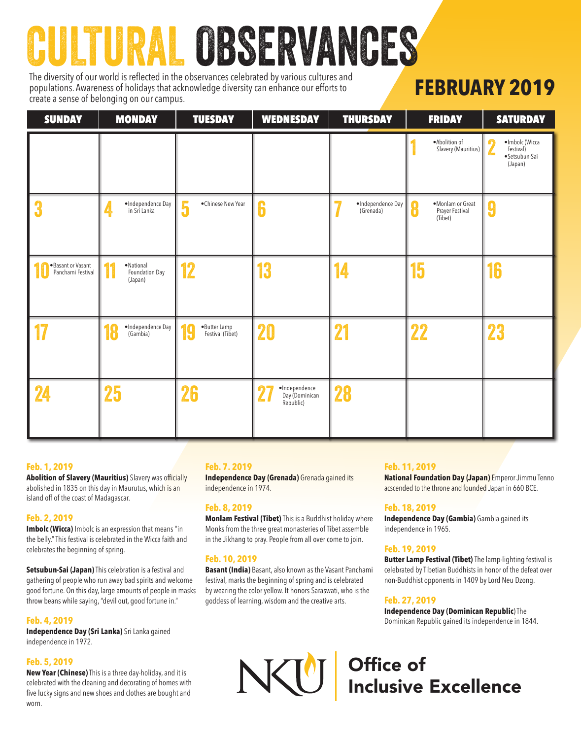# CULTURAL OBSERVANCES

The diversity of our world is reflected in the observances celebrated by various cultures and populations. Awareness of holidays that acknowledge diversity can enhance our efforts to create a sense of belonging on our campus.

## FEBRUARY 2019

| SUNDAY | MONDAY | TUESDAY | WEDNESDAY | THURSDAY | FRIDAY | SATURDAY |
|---|---|---|---|---|---|---|
| | | | | | 1 •Abolition of Slavery (Mauritius) | 2 •Imbolc (Wicca festival) •Setsubun-Sai (Japan) |
| 3 | 4 •Independence Day in Sri Lanka | 5 •Chinese New Year | 6 | 7 •Independence Day (Grenada) | 8 •Monlam or Great Prayer Festival (Tibet) | 9 |
| 10 •Basant or Vasant Panchami Festival | 11 •National Foundation Day (Japan) | 12 | 13 | 14 | 15 | 16 |
| 17 | 18 •Independence Day (Gambia) | 19 •Butter Lamp Festival (Tibet) | 20 | 21 | 22 | 23 |
| 24 | 25 | 26 | 27 •Independence Day (Dominican Republic) | 28 | | |

### Feb. 1, 2019

**Abolition of Slavery (Mauritius)** Slavery was officially abolished in 1835 on this day in Maurutus, which is an island off of the coast of Madagascar.

### Feb. 2, 2019

**Imbolc (Wicca)** Imbolc is an expression that means "in the belly." This festival is celebrated in the Wicca faith and celebrates the beginning of spring.

**Setsubun-Sai (Japan)** This celebration is a festival and gathering of people who run away bad spirits and welcome good fortune. On this day, large amounts of people in masks throw beans while saying, "devil out, good fortune in."

### Feb. 4, 2019

**Independence Day (Sri Lanka)** Sri Lanka gained independence in 1972.

### Feb. 5, 2019

**New Year (Chinese)** This is a three day-holiday, and it is celebrated with the cleaning and decorating of homes with five lucky signs and new shoes and clothes are bought and worn.

### Feb. 7. 2019

**Independence Day (Grenada)** Grenada gained its independence in 1974.

### Feb. 8, 2019

**Monlam Festival (Tibet)** This is a Buddhist holiday where Monks from the three great monasteries of Tibet assemble in the Jikhang to pray. People from all over come to join.

### Feb. 10, 2019

**Basant (India)** Basant, also known as the Vasant Panchami festival, marks the beginning of spring and is celebrated by wearing the color yellow. It honors Saraswati, who is the goddess of learning, wisdom and the creative arts.

### Feb. 11, 2019

**National Foundation Day (Japan)** Emperor Jimmu Tenno acscended to the throne and founded Japan in 660 BCE.

### Feb. 18, 2019

**Independence Day (Gambia)** Gambia gained its independence in 1965.

### Feb. 19, 2019

**Butter Lamp Festival (Tibet)** The lamp-lighting festival is celebrated by Tibetian Buddhists in honor of the defeat over non-Buddhist opponents in 1409 by Lord Neu Dzong.

### Feb. 27, 2019

**Independence Day (Dominican Republic)** The Dominican Republic gained its independence in 1844.

NKU | Office of Inclusive Excellence